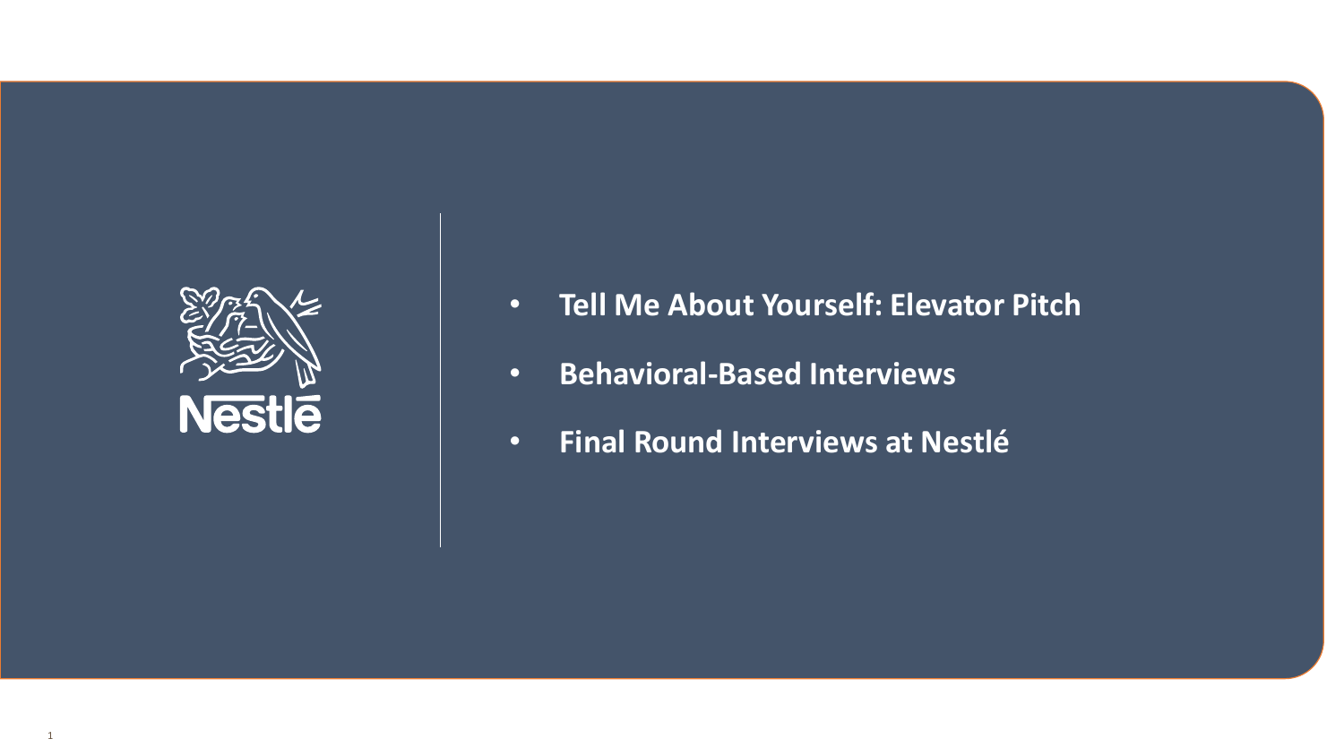Nestlé

- **Tell Me About Yourself: Elevator Pitch**
- **Behavioral-Based Interviews**
- **Final Round Interviews at Nestlé**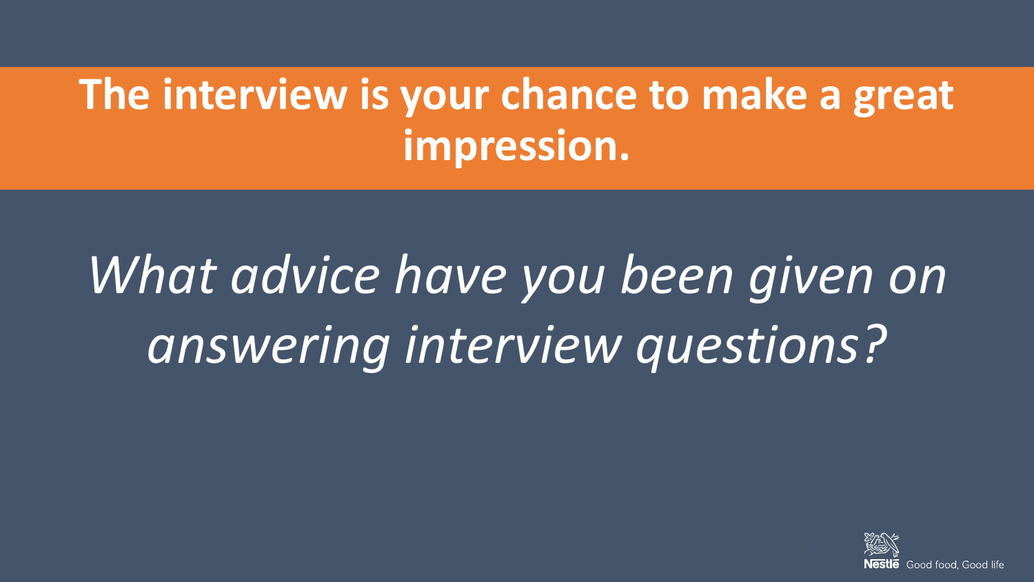# The interview is your chance to make a great impression.

*What advice have you been given on answering interview questions?*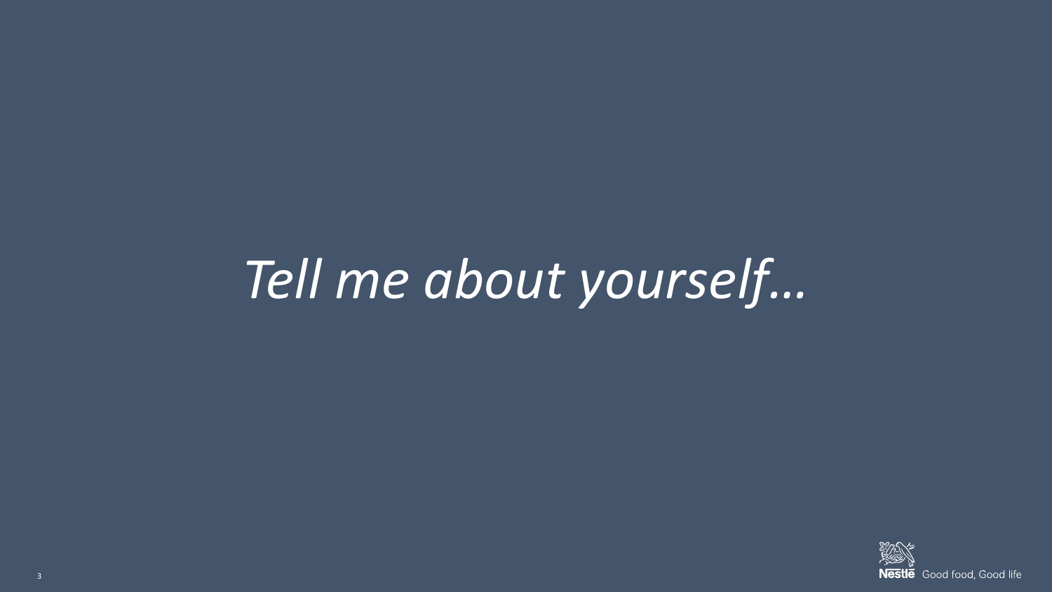*Tell me about yourself…*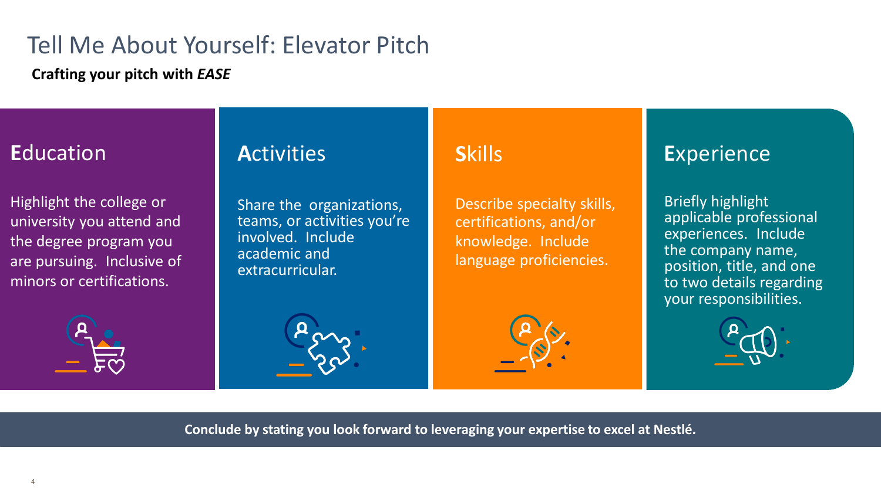# Tell Me About Yourself: Elevator Pitch

**Crafting your pitch with *EASE***

## **E**ducation

Highlight the college or university you attend and the degree program you are pursuing. Inclusive of minors or certifications.

## **A**ctivities

Share the organizations, teams, or activities you're involved. Include academic and extracurricular.

## **S**kills

Describe specialty skills, certifications, and/or knowledge. Include language proficiencies.

## **E**xperience

Briefly highlight applicable professional experiences. Include the company name, position, title, and one to two details regarding your responsibilities.

**Conclude by stating you look forward to leveraging your expertise to excel at Nestlé.**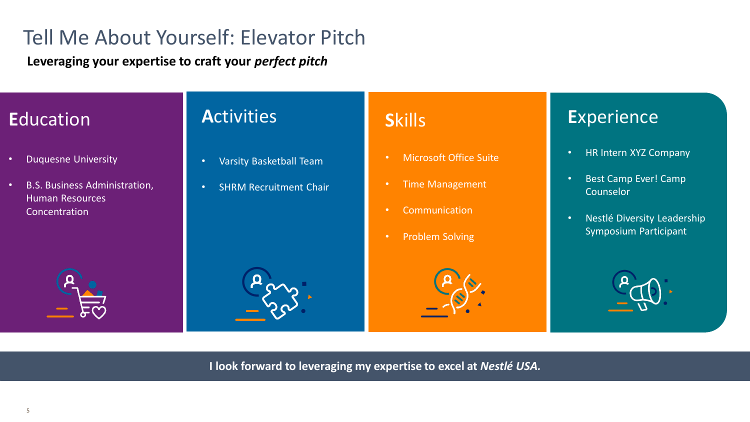# Tell Me About Yourself: Elevator Pitch

**Leveraging your expertise to craft your *perfect pitch***

## Education

- Duquesne University
- B.S. Business Administration, Human Resources Concentration

## Activities

- Varsity Basketball Team
- SHRM Recruitment Chair

## Skills

- Microsoft Office Suite
- Time Management
- Communication
- Problem Solving

## Experience

- HR Intern XYZ Company
- Best Camp Ever! Camp Counselor
- Nestlé Diversity Leadership Symposium Participant

**I look forward to leveraging my expertise to excel at *Nestlé USA.***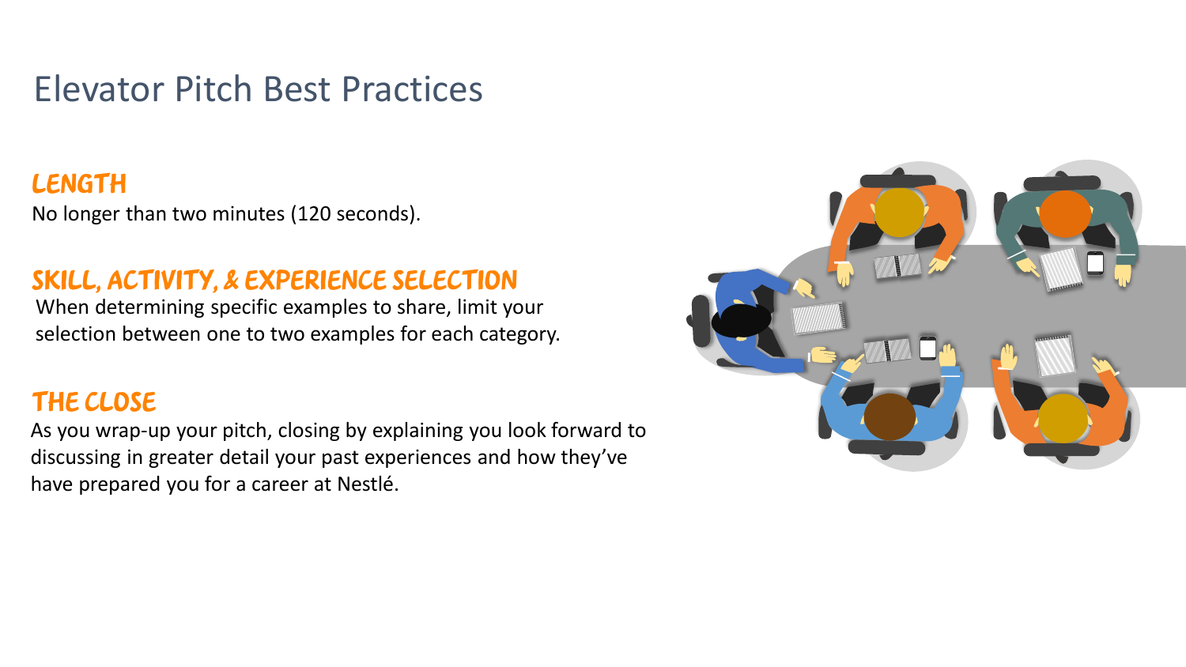# Elevator Pitch Best Practices

## LENGTH

No longer than two minutes (120 seconds).

## SKILL, ACTIVITY, & EXPERIENCE SELECTION

When determining specific examples to share, limit your selection between one to two examples for each category.

## THE CLOSE

As you wrap-up your pitch, closing by explaining you look forward to discussing in greater detail your past experiences and how they've have prepared you for a career at Nestlé.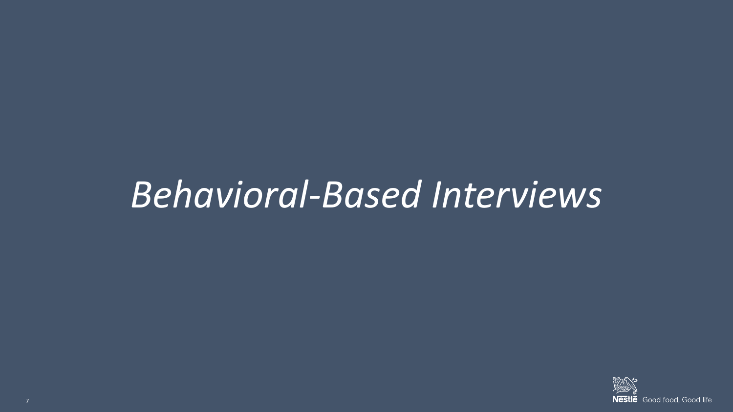# *Behavioral-Based Interviews*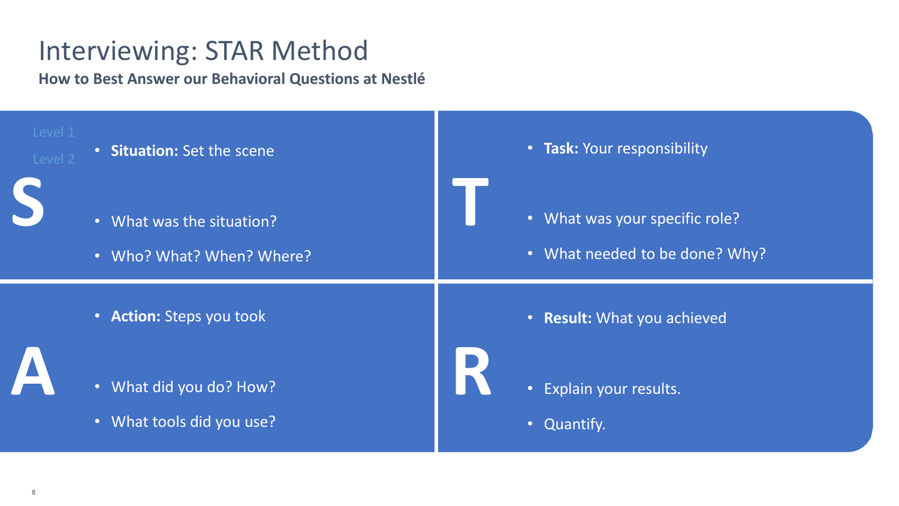# Interviewing: STAR Method

**How to Best Answer our Behavioral Questions at Nestlé**

## S

- **Situation:** Set the scene
- What was the situation?
- Who? What? When? Where?

## T

- **Task:** Your responsibility
- What was your specific role?
- What needed to be done? Why?

## A

- **Action:** Steps you took
- What did you do? How?
- What tools did you use?

## R

- **Result:** What you achieved
- Explain your results.
- Quantify.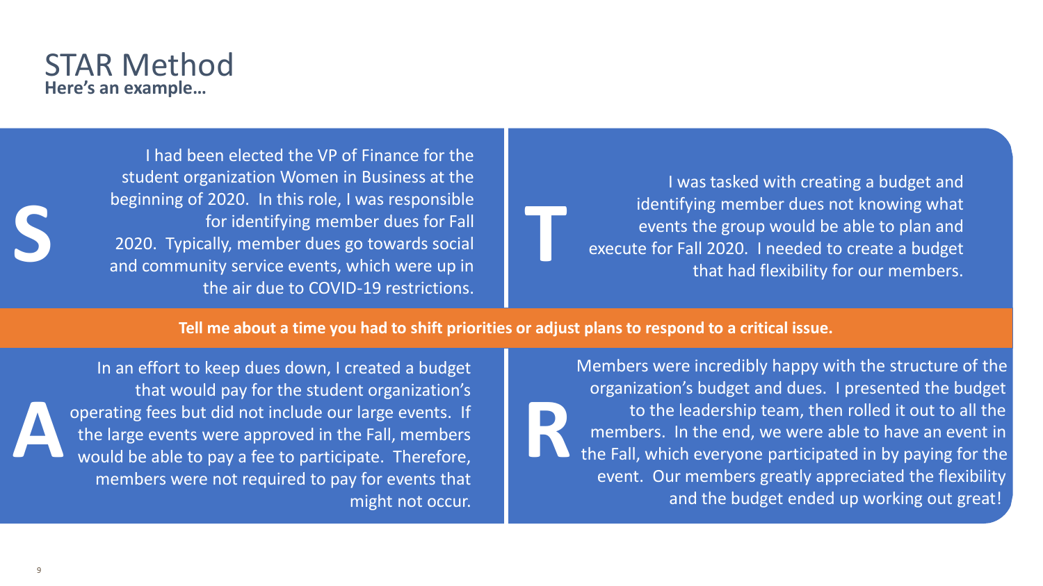# STAR Method

**Here's an example…**

**Tell me about a time you had to shift priorities or adjust plans to respond to a critical issue.**

**S**

I had been elected the VP of Finance for the student organization Women in Business at the beginning of 2020. In this role, I was responsible for identifying member dues for Fall 2020. Typically, member dues go towards social and community service events, which were up in the air due to COVID-19 restrictions.

**T**

I was tasked with creating a budget and identifying member dues not knowing what events the group would be able to plan and execute for Fall 2020. I needed to create a budget that had flexibility for our members.

**A**

In an effort to keep dues down, I created a budget that would pay for the student organization's operating fees but did not include our large events. If the large events were approved in the Fall, members would be able to pay a fee to participate. Therefore, members were not required to pay for events that might not occur.

**R**

Members were incredibly happy with the structure of the organization's budget and dues. I presented the budget to the leadership team, then rolled it out to all the members. In the end, we were able to have an event in the Fall, which everyone participated in by paying for the event. Our members greatly appreciated the flexibility and the budget ended up working out great!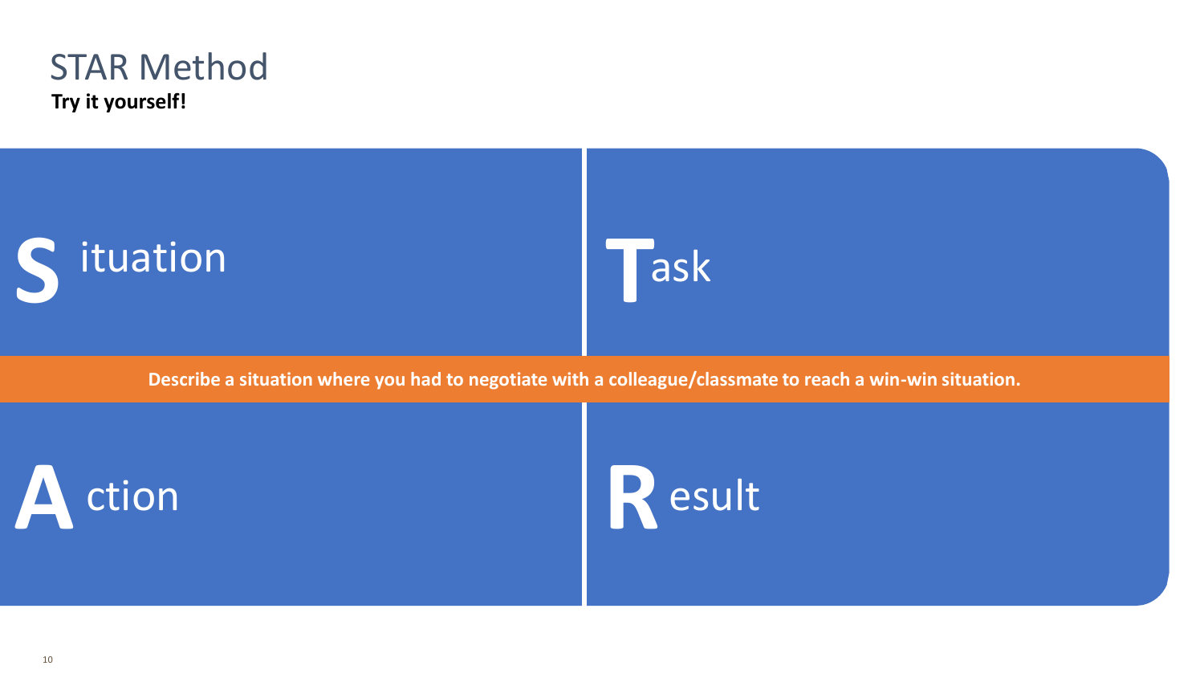# STAR Method

**Try it yourself!**

## Situation

## Task

**Describe a situation where you had to negotiate with a colleague/classmate to reach a win-win situation.**

## Action

## Result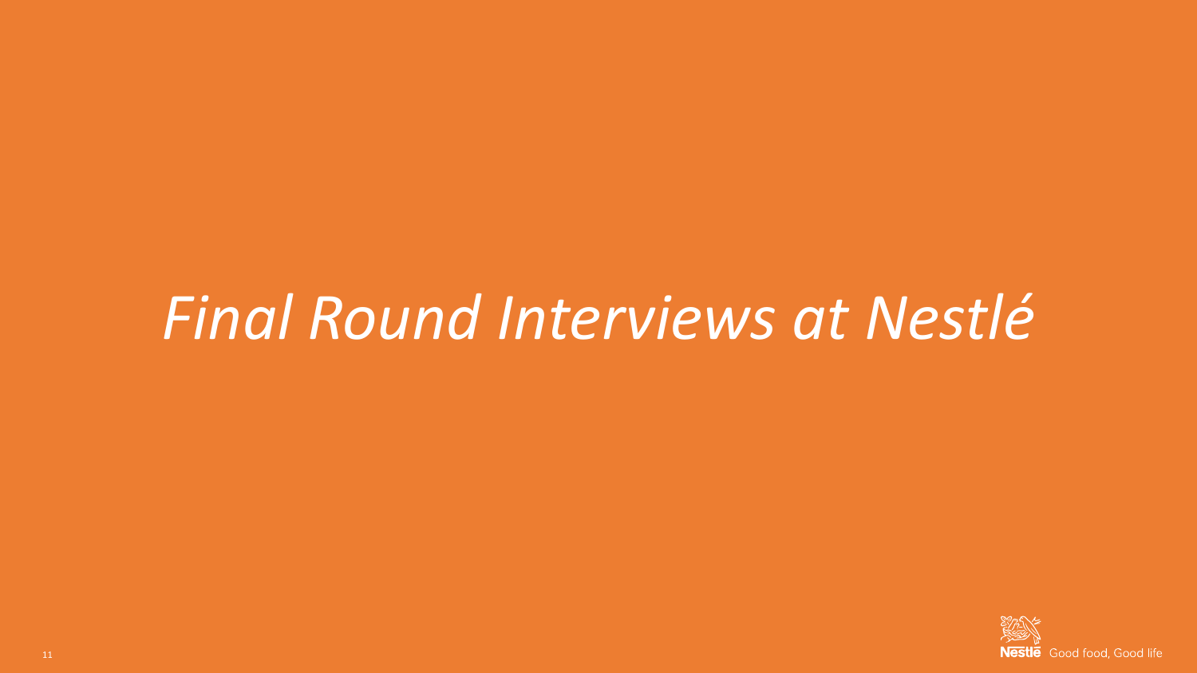# *Final Round Interviews at Nestlé*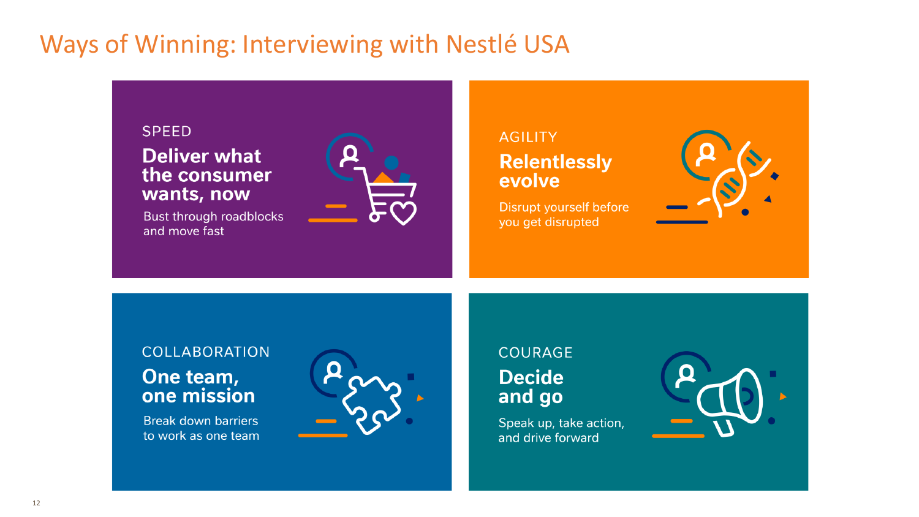# Ways of Winning: Interviewing with Nestlé USA

## SPEED

**Deliver what the consumer wants, now**

Bust through roadblocks and move fast

## AGILITY

**Relentlessly evolve**

Disrupt yourself before you get disrupted

## COLLABORATION

**One team, one mission**

Break down barriers to work as one team

## COURAGE

**Decide and go**

Speak up, take action, and drive forward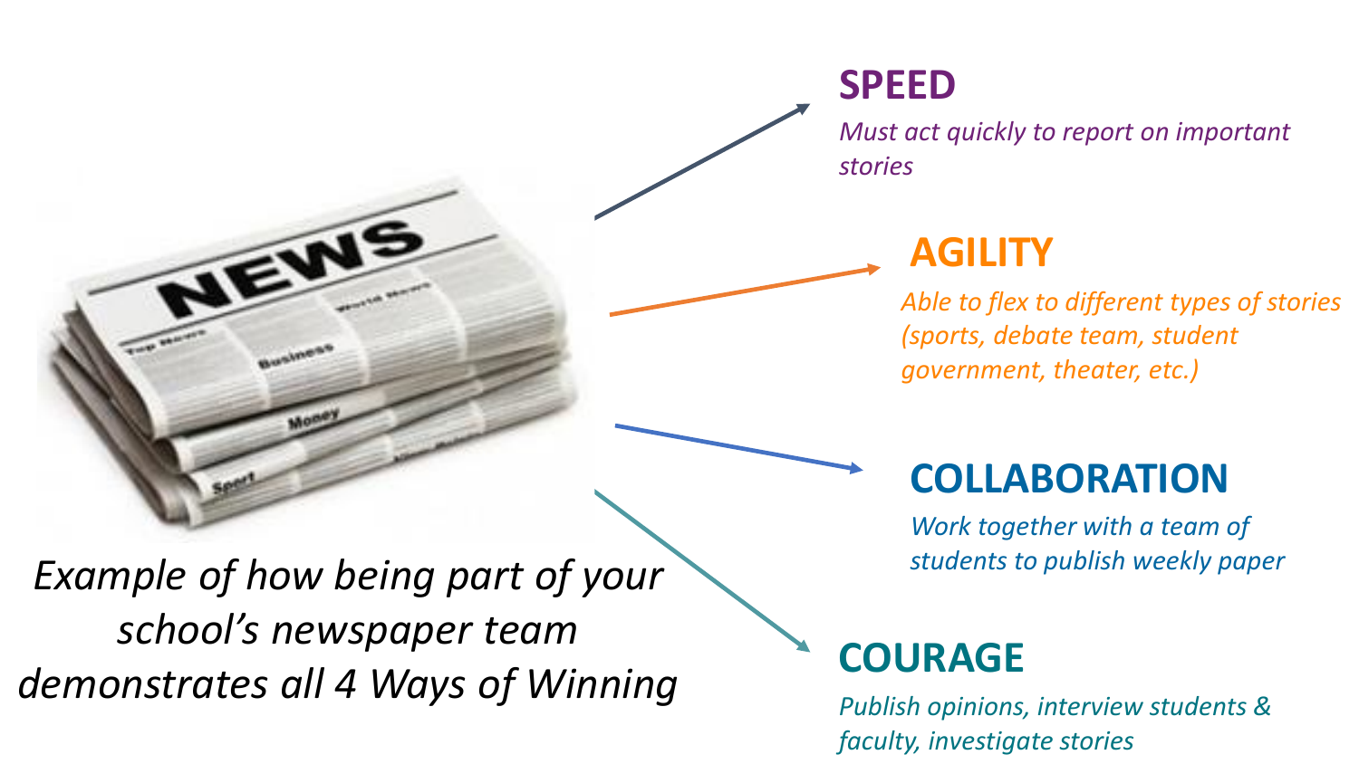*Example of how being part of your school's newspaper team demonstrates all 4 Ways of Winning*

## SPEED

*Must act quickly to report on important stories*

## AGILITY

*Able to flex to different types of stories (sports, debate team, student government, theater, etc.)*

## COLLABORATION

*Work together with a team of students to publish weekly paper*

## COURAGE

*Publish opinions, interview students & faculty, investigate stories*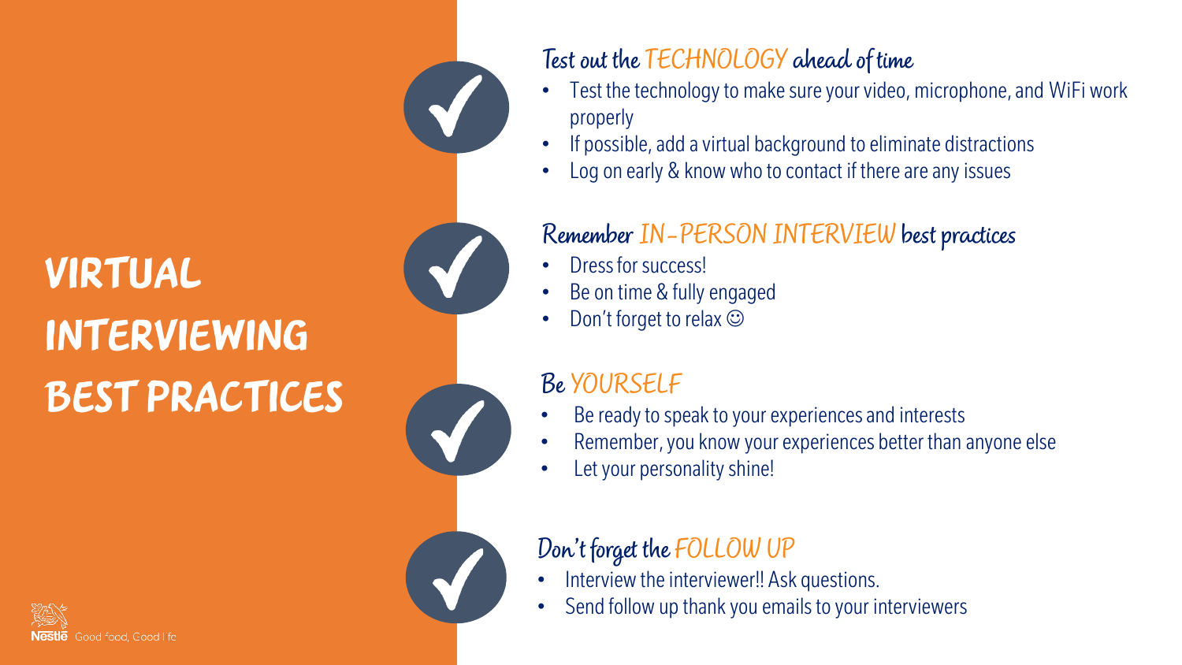# VIRTUAL INTERVIEWING BEST PRACTICES

## Test out the TECHNOLOGY ahead of time

- Test the technology to make sure your video, microphone, and WiFi work properly
- If possible, add a virtual background to eliminate distractions
- Log on early & know who to contact if there are any issues

## Remember IN-PERSON INTERVIEW best practices

- Dress for success!
- Be on time & fully engaged
- Don't forget to relax ☺

## Be YOURSELF

- Be ready to speak to your experiences and interests
- Remember, you know your experiences better than anyone else
- Let your personality shine!

## Don't forget the FOLLOW UP

- Interview the interviewer!! Ask questions.
- Send follow up thank you emails to your interviewers

Nestlé Good food, Good life